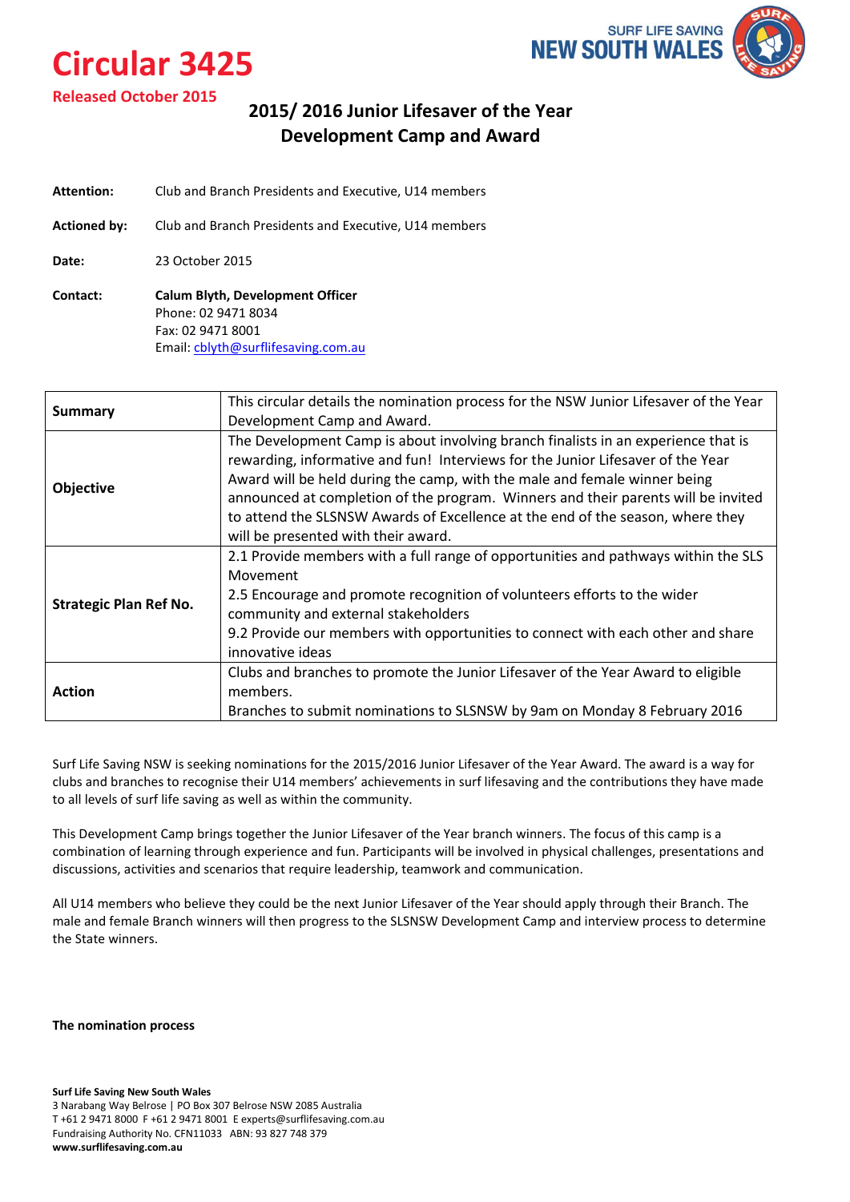# Circular 3425

**Released October 2015**

## 2015/ 2016 Junior Lifesaver of the Year Development Camp and Award

**Attention:** Club and Branch Presidents and Executive, U14 members

**Actioned by:** Club and Branch Presidents and Executive, U14 members

**Date:** 23 October 2015

**Contact:** **Calum Blyth, Development Officer**
Phone: 02 9471 8034
Fax: 02 9471 8001
Email: cblyth@surflifesaving.com.au

| | |
|---|---|
| **Summary** | This circular details the nomination process for the NSW Junior Lifesaver of the Year Development Camp and Award. |
| **Objective** | The Development Camp is about involving branch finalists in an experience that is rewarding, informative and fun! Interviews for the Junior Lifesaver of the Year Award will be held during the camp, with the male and female winner being announced at completion of the program. Winners and their parents will be invited to attend the SLSNSW Awards of Excellence at the end of the season, where they will be presented with their award. |
| **Strategic Plan Ref No.** | 2.1 Provide members with a full range of opportunities and pathways within the SLS Movement<br>2.5 Encourage and promote recognition of volunteers efforts to the wider community and external stakeholders<br>9.2 Provide our members with opportunities to connect with each other and share innovative ideas |
| **Action** | Clubs and branches to promote the Junior Lifesaver of the Year Award to eligible members.<br>Branches to submit nominations to SLSNSW by 9am on Monday 8 February 2016 |

Surf Life Saving NSW is seeking nominations for the 2015/2016 Junior Lifesaver of the Year Award. The award is a way for clubs and branches to recognise their U14 members' achievements in surf lifesaving and the contributions they have made to all levels of surf life saving as well as within the community.

This Development Camp brings together the Junior Lifesaver of the Year branch winners. The focus of this camp is a combination of learning through experience and fun. Participants will be involved in physical challenges, presentations and discussions, activities and scenarios that require leadership, teamwork and communication.

All U14 members who believe they could be the next Junior Lifesaver of the Year should apply through their Branch. The male and female Branch winners will then progress to the SLSNSW Development Camp and interview process to determine the State winners.

**The nomination process**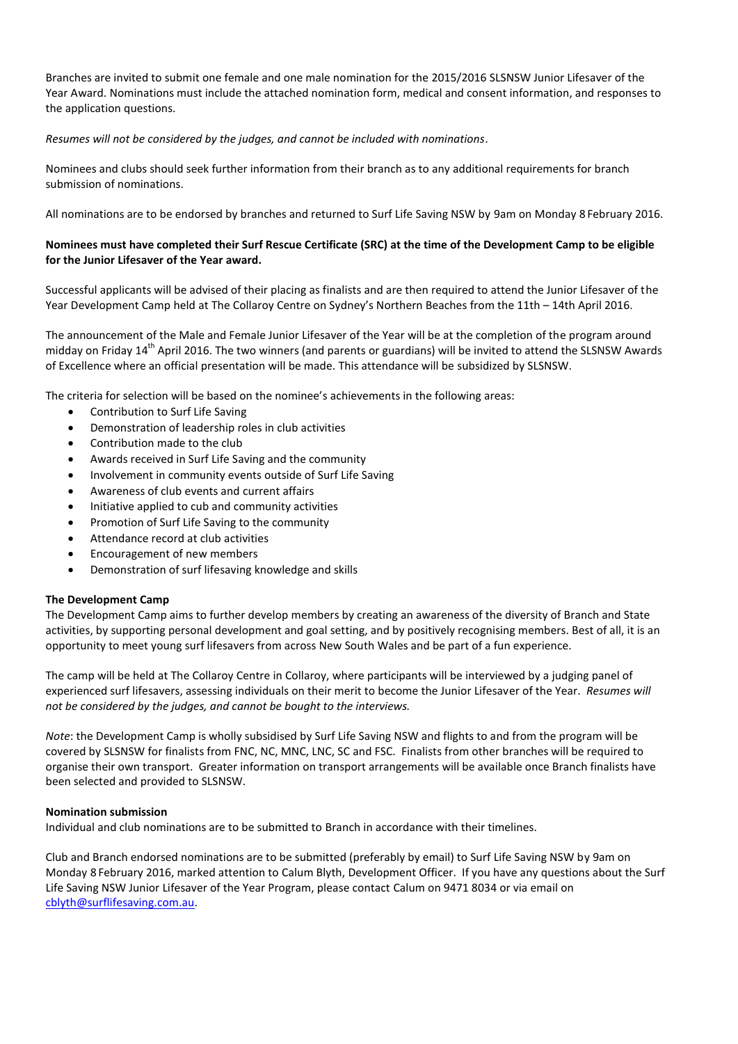Branches are invited to submit one female and one male nomination for the 2015/2016 SLSNSW Junior Lifesaver of the Year Award. Nominations must include the attached nomination form, medical and consent information, and responses to the application questions.

*Resumes will not be considered by the judges, and cannot be included with nominations*.

Nominees and clubs should seek further information from their branch as to any additional requirements for branch submission of nominations.

All nominations are to be endorsed by branches and returned to Surf Life Saving NSW by 9am on Monday 8 February 2016.

**Nominees must have completed their Surf Rescue Certificate (SRC) at the time of the Development Camp to be eligible for the Junior Lifesaver of the Year award.**

Successful applicants will be advised of their placing as finalists and are then required to attend the Junior Lifesaver of the Year Development Camp held at The Collaroy Centre on Sydney's Northern Beaches from the 11th – 14th April 2016.

The announcement of the Male and Female Junior Lifesaver of the Year will be at the completion of the program around midday on Friday 14th April 2016. The two winners (and parents or guardians) will be invited to attend the SLSNSW Awards of Excellence where an official presentation will be made. This attendance will be subsidized by SLSNSW.

The criteria for selection will be based on the nominee's achievements in the following areas:

- Contribution to Surf Life Saving
- Demonstration of leadership roles in club activities
- Contribution made to the club
- Awards received in Surf Life Saving and the community
- Involvement in community events outside of Surf Life Saving
- Awareness of club events and current affairs
- Initiative applied to cub and community activities
- Promotion of Surf Life Saving to the community
- Attendance record at club activities
- Encouragement of new members
- Demonstration of surf lifesaving knowledge and skills

**The Development Camp**

The Development Camp aims to further develop members by creating an awareness of the diversity of Branch and State activities, by supporting personal development and goal setting, and by positively recognising members. Best of all, it is an opportunity to meet young surf lifesavers from across New South Wales and be part of a fun experience.

The camp will be held at The Collaroy Centre in Collaroy, where participants will be interviewed by a judging panel of experienced surf lifesavers, assessing individuals on their merit to become the Junior Lifesaver of the Year. *Resumes will not be considered by the judges, and cannot be bought to the interviews.*

*Note*: the Development Camp is wholly subsidised by Surf Life Saving NSW and flights to and from the program will be covered by SLSNSW for finalists from FNC, NC, MNC, LNC, SC and FSC. Finalists from other branches will be required to organise their own transport. Greater information on transport arrangements will be available once Branch finalists have been selected and provided to SLSNSW.

**Nomination submission**

Individual and club nominations are to be submitted to Branch in accordance with their timelines.

Club and Branch endorsed nominations are to be submitted (preferably by email) to Surf Life Saving NSW by 9am on Monday 8 February 2016, marked attention to Calum Blyth, Development Officer. If you have any questions about the Surf Life Saving NSW Junior Lifesaver of the Year Program, please contact Calum on 9471 8034 or via email on cblyth@surflifesaving.com.au.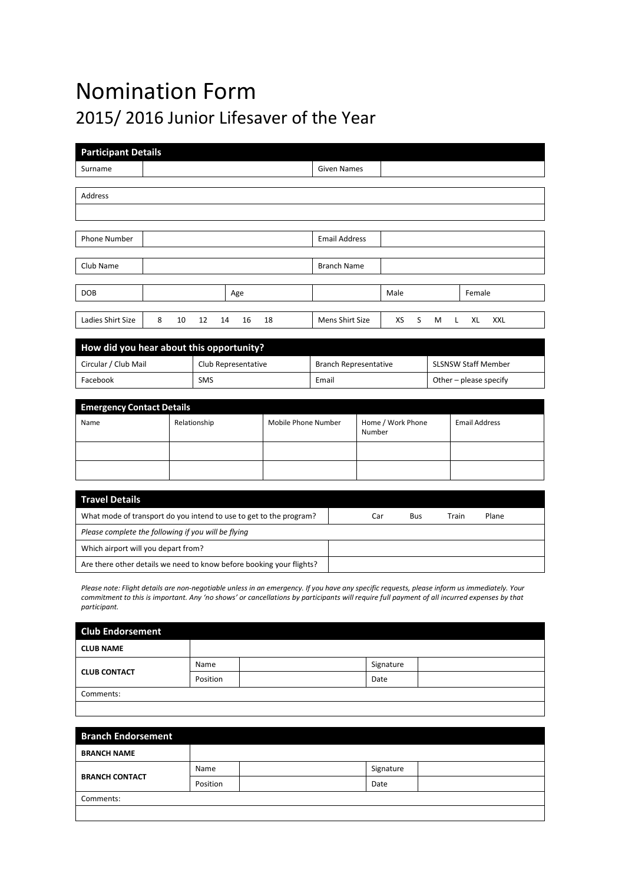# Nomination Form

## 2015/ 2016 Junior Lifesaver of the Year

| Participant Details | | | |
|---|---|---|---|
| Surname | | Given Names | |

| Address |
|---|
| |

| Phone Number | | Email Address | |
|---|---|---|---|
| Club Name | | Branch Name | |

| DOB | | Age | | Male | Female |
|---|---|---|---|---|---|

| Ladies Shirt Size | 8 10 12 14 16 18 | Mens Shirt Size | XS S M L XL XXL |
|---|---|---|---|

| How did you hear about this opportunity? | | | |
|---|---|---|---|
| Circular / Club Mail | Club Representative | Branch Representative | SLSNSW Staff Member |
| Facebook | SMS | Email | Other – please specify |

| Emergency Contact Details | | | | |
|---|---|---|---|---|
| Name | Relationship | Mobile Phone Number | Home / Work Phone Number | Email Address |
| | | | | |
| | | | | |

| Travel Details | |
|---|---|
| What mode of transport do you intend to use to get to the program? | Car Bus Train Plane |
| *Please complete the following if you will be flying* | |
| Which airport will you depart from? | |
| Are there other details we need to know before booking your flights? | |

*Please note: Flight details are non-negotiable unless in an emergency. If you have any specific requests, please inform us immediately. Your commitment to this is important. Any 'no shows' or cancellations by participants will require full payment of all incurred expenses by that participant.*

| Club Endorsement | | | | |
|---|---|---|---|---|
| **CLUB NAME** | | | | |
| **CLUB CONTACT** | Name | | Signature | |
| | Position | | Date | |
| Comments: | | | | |
| | | | | |

| Branch Endorsement | | | | |
|---|---|---|---|---|
| **BRANCH NAME** | | | | |
| **BRANCH CONTACT** | Name | | Signature | |
| | Position | | Date | |
| Comments: | | | | |
| | | | | |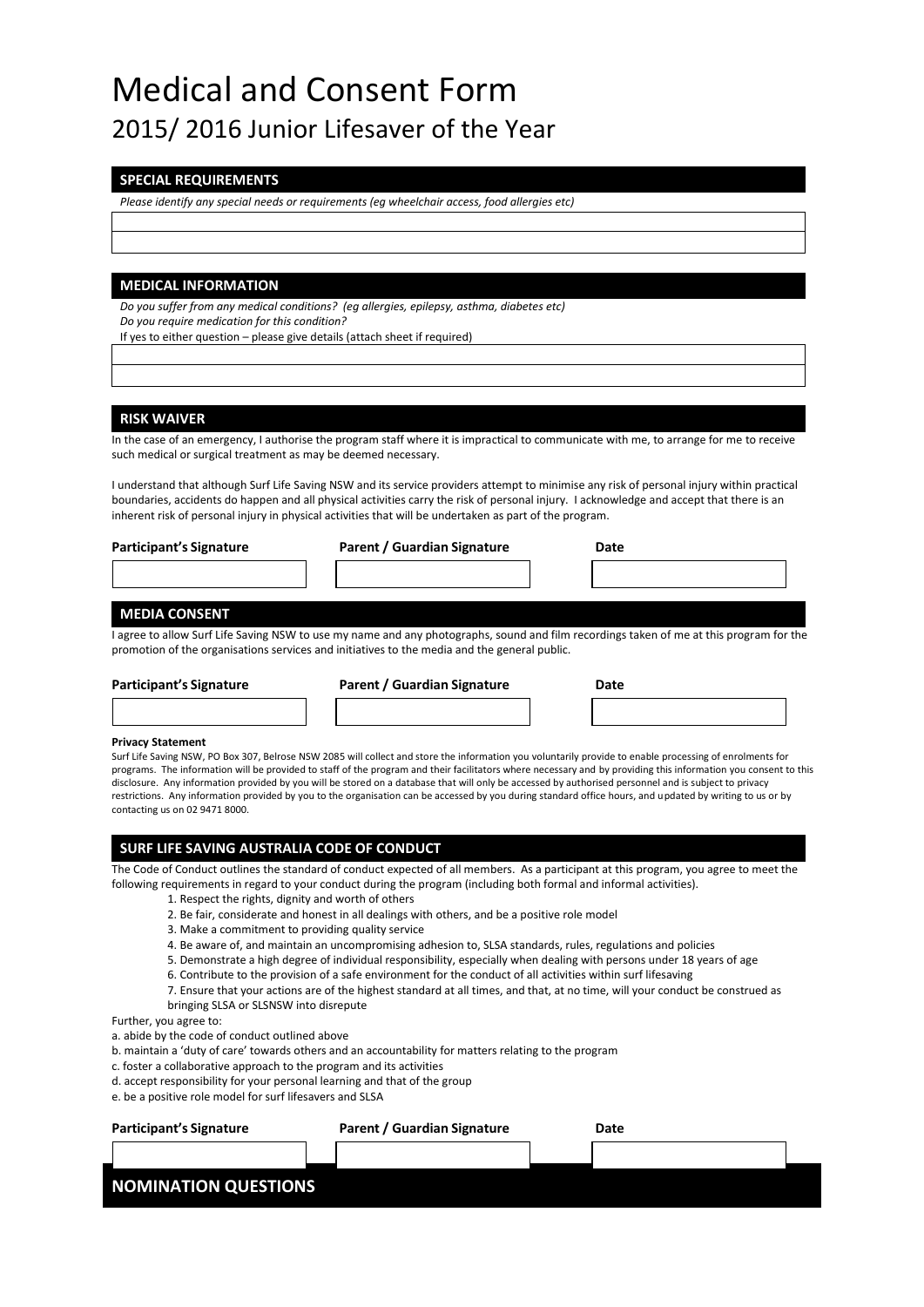# Medical and Consent Form

## 2015/ 2016 Junior Lifesaver of the Year

### SPECIAL REQUIREMENTS

*Please identify any special needs or requirements (eg wheelchair access, food allergies etc)*

### MEDICAL INFORMATION

*Do you suffer from any medical conditions? (eg allergies, epilepsy, asthma, diabetes etc)*
*Do you require medication for this condition?*
If yes to either question – please give details (attach sheet if required)

### RISK WAIVER

In the case of an emergency, I authorise the program staff where it is impractical to communicate with me, to arrange for me to receive such medical or surgical treatment as may be deemed necessary.

I understand that although Surf Life Saving NSW and its service providers attempt to minimise any risk of personal injury within practical boundaries, accidents do happen and all physical activities carry the risk of personal injury. I acknowledge and accept that there is an inherent risk of personal injury in physical activities that will be undertaken as part of the program.

| Participant's Signature | Parent / Guardian Signature | Date |
| --- | --- | --- |
| | | |

### MEDIA CONSENT

I agree to allow Surf Life Saving NSW to use my name and any photographs, sound and film recordings taken of me at this program for the promotion of the organisations services and initiatives to the media and the general public.

| Participant's Signature | Parent / Guardian Signature | Date |
| --- | --- | --- |
| | | |

**Privacy Statement**

Surf Life Saving NSW, PO Box 307, Belrose NSW 2085 will collect and store the information you voluntarily provide to enable processing of enrolments for programs. The information will be provided to staff of the program and their facilitators where necessary and by providing this information you consent to this disclosure. Any information provided by you will be stored on a database that will only be accessed by authorised personnel and is subject to privacy restrictions. Any information provided by you to the organisation can be accessed by you during standard office hours, and updated by writing to us or by contacting us on 02 9471 8000.

### SURF LIFE SAVING AUSTRALIA CODE OF CONDUCT

The Code of Conduct outlines the standard of conduct expected of all members. As a participant at this program, you agree to meet the following requirements in regard to your conduct during the program (including both formal and informal activities).

1. Respect the rights, dignity and worth of others
2. Be fair, considerate and honest in all dealings with others, and be a positive role model
3. Make a commitment to providing quality service
4. Be aware of, and maintain an uncompromising adhesion to, SLSA standards, rules, regulations and policies
5. Demonstrate a high degree of individual responsibility, especially when dealing with persons under 18 years of age
6. Contribute to the provision of a safe environment for the conduct of all activities within surf lifesaving
7. Ensure that your actions are of the highest standard at all times, and that, at no time, will your conduct be construed as bringing SLSA or SLSNSW into disrepute

Further, you agree to:

a. abide by the code of conduct outlined above
b. maintain a 'duty of care' towards others and an accountability for matters relating to the program
c. foster a collaborative approach to the program and its activities
d. accept responsibility for your personal learning and that of the group
e. be a positive role model for surf lifesavers and SLSA

| Participant's Signature | Parent / Guardian Signature | Date |
| --- | --- | --- |
| | | |

### NOMINATION QUESTIONS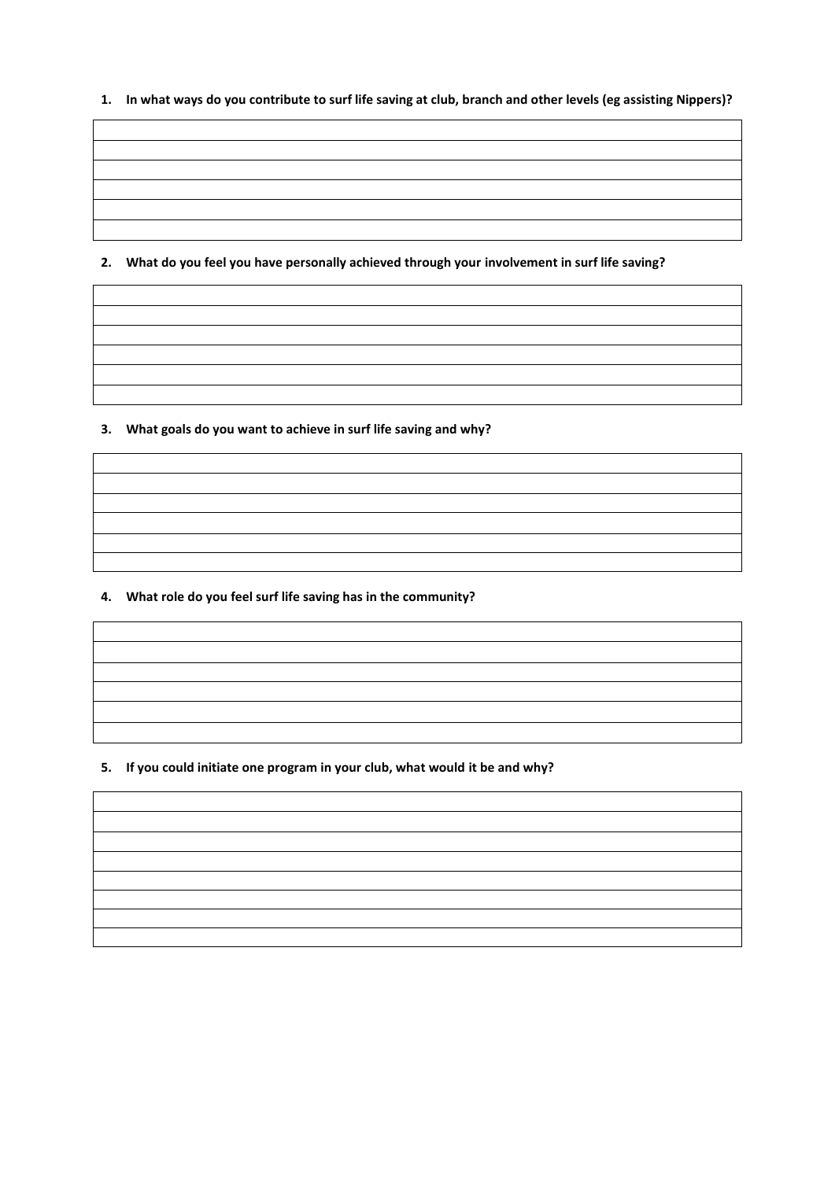1. **In what ways do you contribute to surf life saving at club, branch and other levels (eg assisting Nippers)?**

| |
|---|
| |
| |
| |
| |
| |

2. **What do you feel you have personally achieved through your involvement in surf life saving?**

| |
|---|
| |
| |
| |
| |
| |

3. **What goals do you want to achieve in surf life saving and why?**

| |
|---|
| |
| |
| |
| |
| |

4. **What role do you feel surf life saving has in the community?**

| |
|---|
| |
| |
| |
| |
| |

5. **If you could initiate one program in your club, what would it be and why?**

| |
|---|
| |
| |
| |
| |
| |
| |
| |